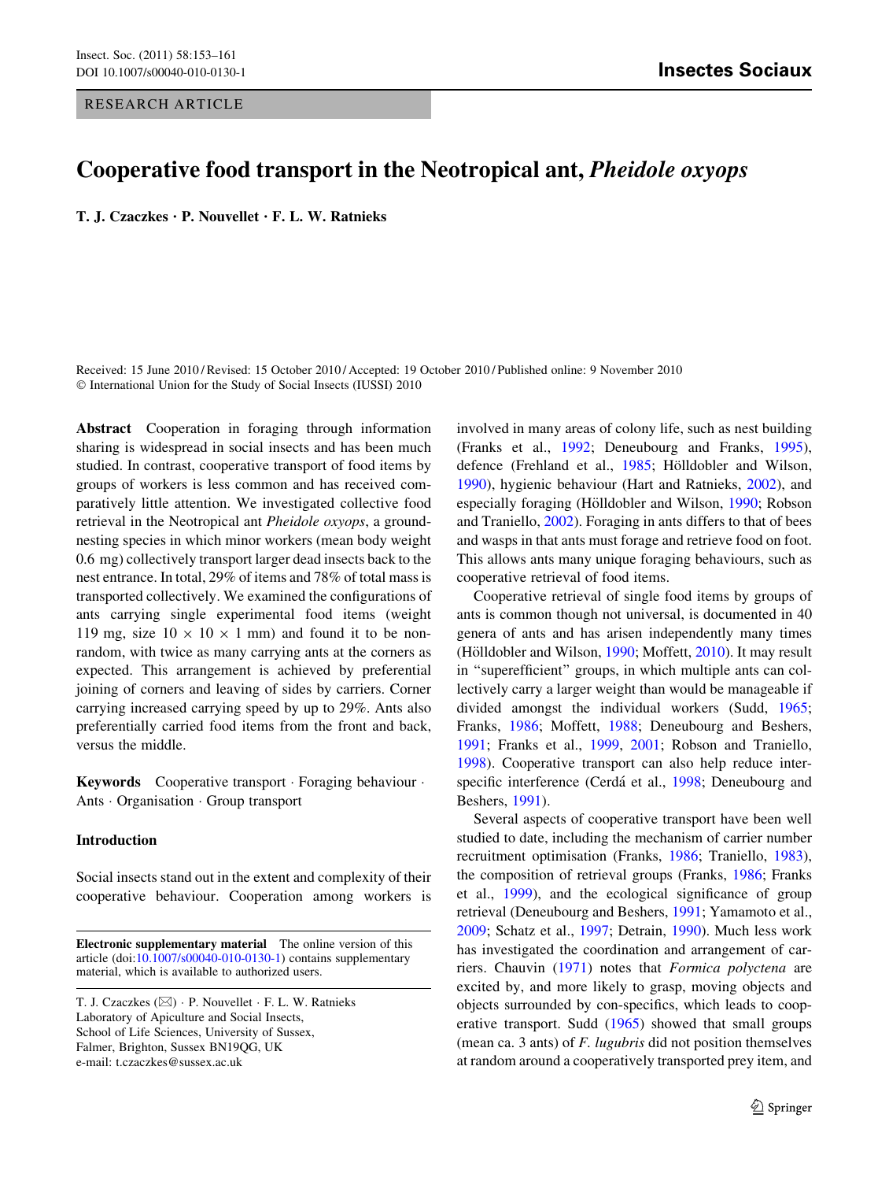RESEARCH ARTICLE

# Cooperative food transport in the Neotropical ant, *Pheidole oxyops*

**T. J. Czaczkes · P. Nouvellet · F. L. W. Ratnieks**

Received: 15 June 2010 / Revised: 15 October 2010 / Accepted: 19 October 2010 / Published online: 9 November 2010
© International Union for the Study of Social Insects (IUSSI) 2010

**Abstract** Cooperation in foraging through information sharing is widespread in social insects and has been much studied. In contrast, cooperative transport of food items by groups of workers is less common and has received comparatively little attention. We investigated collective food retrieval in the Neotropical ant *Pheidole oxyops*, a ground-nesting species in which minor workers (mean body weight 0.6 mg) collectively transport larger dead insects back to the nest entrance. In total, 29% of items and 78% of total mass is transported collectively. We examined the configurations of ants carrying single experimental food items (weight 119 mg, size 10 × 10 × 1 mm) and found it to be non-random, with twice as many carrying ants at the corners as expected. This arrangement is achieved by preferential joining of corners and leaving of sides by carriers. Corner carrying increased carrying speed by up to 29%. Ants also preferentially carried food items from the front and back, versus the middle.

**Keywords** Cooperative transport · Foraging behaviour · Ants · Organisation · Group transport

## Introduction

Social insects stand out in the extent and complexity of their cooperative behaviour. Cooperation among workers is involved in many areas of colony life, such as nest building (Franks et al., 1992; Deneubourg and Franks, 1995), defence (Frehland et al., 1985; Hölldobler and Wilson, 1990), hygienic behaviour (Hart and Ratnieks, 2002), and especially foraging (Hölldobler and Wilson, 1990; Robson and Traniello, 2002). Foraging in ants differs to that of bees and wasps in that ants must forage and retrieve food on foot. This allows ants many unique foraging behaviours, such as cooperative retrieval of food items.

Cooperative retrieval of single food items by groups of ants is common though not universal, is documented in 40 genera of ants and has arisen independently many times (Hölldobler and Wilson, 1990; Moffett, 2010). It may result in "superefficient" groups, in which multiple ants can collectively carry a larger weight than would be manageable if divided amongst the individual workers (Sudd, 1965; Franks, 1986; Moffett, 1988; Deneubourg and Beshers, 1991; Franks et al., 1999, 2001; Robson and Traniello, 1998). Cooperative transport can also help reduce interspecific interference (Cerdá et al., 1998; Deneubourg and Beshers, 1991).

Several aspects of cooperative transport have been well studied to date, including the mechanism of carrier number recruitment optimisation (Franks, 1986; Traniello, 1983), the composition of retrieval groups (Franks, 1986; Franks et al., 1999), and the ecological significance of group retrieval (Deneubourg and Beshers, 1991; Yamamoto et al., 2009; Schatz et al., 1997; Detrain, 1990). Much less work has investigated the coordination and arrangement of carriers. Chauvin (1971) notes that *Formica polyctena* are excited by, and more likely to grasp, moving objects and objects surrounded by con-specifics, which leads to cooperative transport. Sudd (1965) showed that small groups (mean ca. 3 ants) of *F. lugubris* did not position themselves at random around a cooperatively transported prey item, and

**Electronic supplementary material** The online version of this article (doi:10.1007/s00040-010-0130-1) contains supplementary material, which is available to authorized users.

T. J. Czaczkes (✉) · P. Nouvellet · F. L. W. Ratnieks
Laboratory of Apiculture and Social Insects,
School of Life Sciences, University of Sussex,
Falmer, Brighton, Sussex BN19QG, UK
e-mail: t.czaczkes@sussex.ac.uk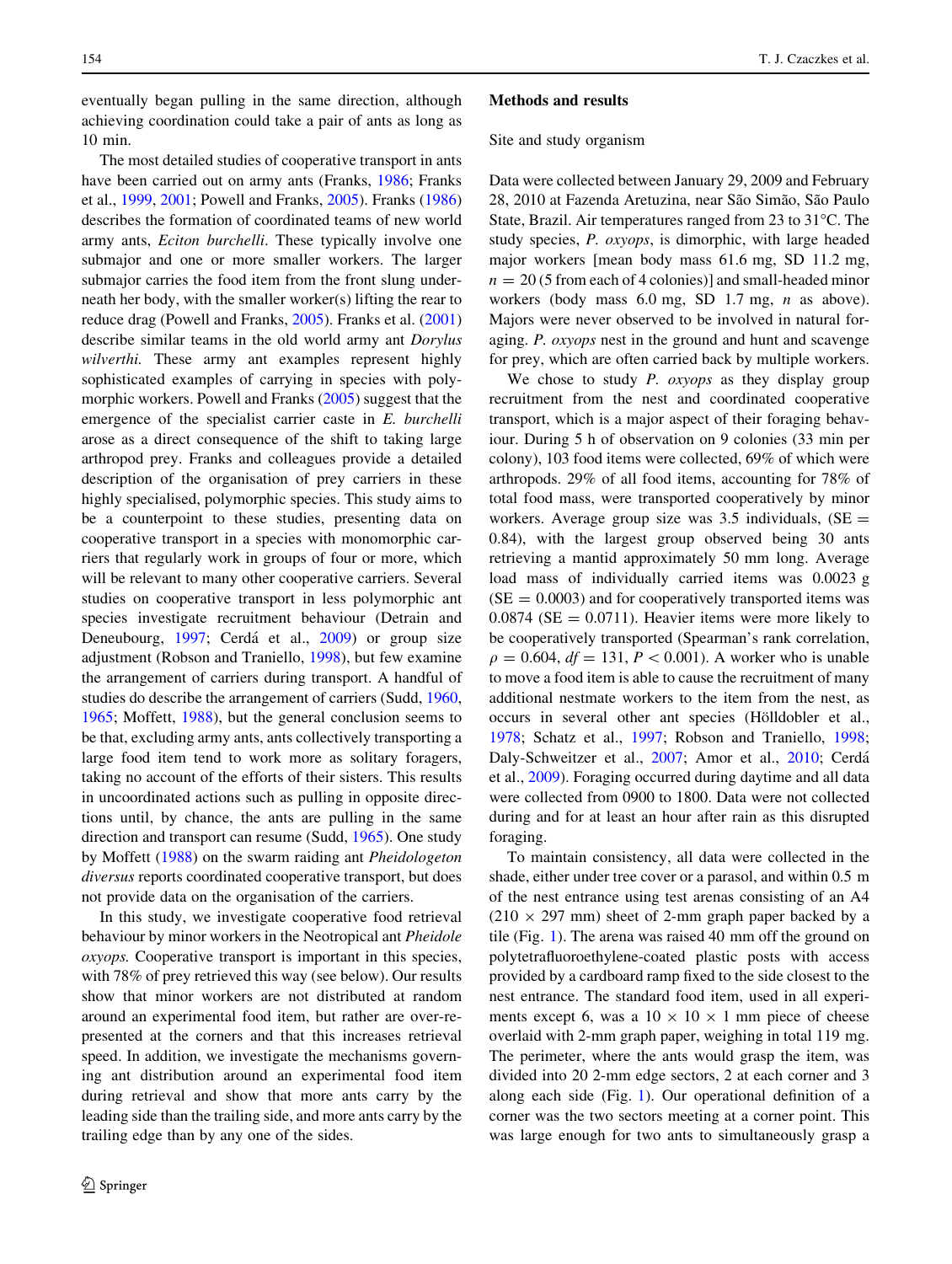eventually began pulling in the same direction, although achieving coordination could take a pair of ants as long as 10 min.

The most detailed studies of cooperative transport in ants have been carried out on army ants (Franks, 1986; Franks et al., 1999, 2001; Powell and Franks, 2005). Franks (1986) describes the formation of coordinated teams of new world army ants, *Eciton burchelli*. These typically involve one submajor and one or more smaller workers. The larger submajor carries the food item from the front slung underneath her body, with the smaller worker(s) lifting the rear to reduce drag (Powell and Franks, 2005). Franks et al. (2001) describe similar teams in the old world army ant *Dorylus wilverthi.* These army ant examples represent highly sophisticated examples of carrying in species with polymorphic workers. Powell and Franks (2005) suggest that the emergence of the specialist carrier caste in *E. burchelli* arose as a direct consequence of the shift to taking large arthropod prey. Franks and colleagues provide a detailed description of the organisation of prey carriers in these highly specialised, polymorphic species. This study aims to be a counterpoint to these studies, presenting data on cooperative transport in a species with monomorphic carriers that regularly work in groups of four or more, which will be relevant to many other cooperative carriers. Several studies on cooperative transport in less polymorphic ant species investigate recruitment behaviour (Detrain and Deneubourg, 1997; Cerdá et al., 2009) or group size adjustment (Robson and Traniello, 1998), but few examine the arrangement of carriers during transport. A handful of studies do describe the arrangement of carriers (Sudd, 1960, 1965; Moffett, 1988), but the general conclusion seems to be that, excluding army ants, ants collectively transporting a large food item tend to work more as solitary foragers, taking no account of the efforts of their sisters. This results in uncoordinated actions such as pulling in opposite directions until, by chance, the ants are pulling in the same direction and transport can resume (Sudd, 1965). One study by Moffett (1988) on the swarm raiding ant *Pheidologeton diversus* reports coordinated cooperative transport, but does not provide data on the organisation of the carriers.

In this study, we investigate cooperative food retrieval behaviour by minor workers in the Neotropical ant *Pheidole oxyops.* Cooperative transport is important in this species, with 78% of prey retrieved this way (see below). Our results show that minor workers are not distributed at random around an experimental food item, but rather are over-represented at the corners and that this increases retrieval speed. In addition, we investigate the mechanisms governing ant distribution around an experimental food item during retrieval and show that more ants carry by the leading side than the trailing side, and more ants carry by the trailing edge than by any one of the sides.

## Methods and results

### Site and study organism

Data were collected between January 29, 2009 and February 28, 2010 at Fazenda Aretuzina, near São Simão, São Paulo State, Brazil. Air temperatures ranged from 23 to 31°C. The study species, *P. oxyops*, is dimorphic, with large headed major workers [mean body mass 61.6 mg, SD 11.2 mg, $n = 20$ (5 from each of 4 colonies)] and small-headed minor workers (body mass 6.0 mg, SD 1.7 mg, *n* as above). Majors were never observed to be involved in natural foraging. *P. oxyops* nest in the ground and hunt and scavenge for prey, which are often carried back by multiple workers.

We chose to study *P. oxyops* as they display group recruitment from the nest and coordinated cooperative transport, which is a major aspect of their foraging behaviour. During 5 h of observation on 9 colonies (33 min per colony), 103 food items were collected, 69% of which were arthropods. 29% of all food items, accounting for 78% of total food mass, were transported cooperatively by minor workers. Average group size was 3.5 individuals, (SE $=$ 0.84), with the largest group observed being 30 ants retrieving a mantid approximately 50 mm long. Average load mass of individually carried items was 0.0023 g (SE $=$ 0.0003) and for cooperatively transported items was 0.0874 (SE $=$ 0.0711). Heavier items were more likely to be cooperatively transported (Spearman's rank correlation, $\rho = 0.604$, $df = 131$, $P < 0.001$). A worker who is unable to move a food item is able to cause the recruitment of many additional nestmate workers to the item from the nest, as occurs in several other ant species (Hölldobler et al., 1978; Schatz et al., 1997; Robson and Traniello, 1998; Daly-Schweitzer et al., 2007; Amor et al., 2010; Cerdá et al., 2009). Foraging occurred during daytime and all data were collected from 0900 to 1800. Data were not collected during and for at least an hour after rain as this disrupted foraging.

To maintain consistency, all data were collected in the shade, either under tree cover or a parasol, and within 0.5 m of the nest entrance using test arenas consisting of an A4 (210 × 297 mm) sheet of 2-mm graph paper backed by a tile (Fig. 1). The arena was raised 40 mm off the ground on polytetrafluoroethylene-coated plastic posts with access provided by a cardboard ramp fixed to the side closest to the nest entrance. The standard food item, used in all experiments except 6, was a 10 × 10 × 1 mm piece of cheese overlaid with 2-mm graph paper, weighing in total 119 mg. The perimeter, where the ants would grasp the item, was divided into 20 2-mm edge sectors, 2 at each corner and 3 along each side (Fig. 1). Our operational definition of a corner was the two sectors meeting at a corner point. This was large enough for two ants to simultaneously grasp a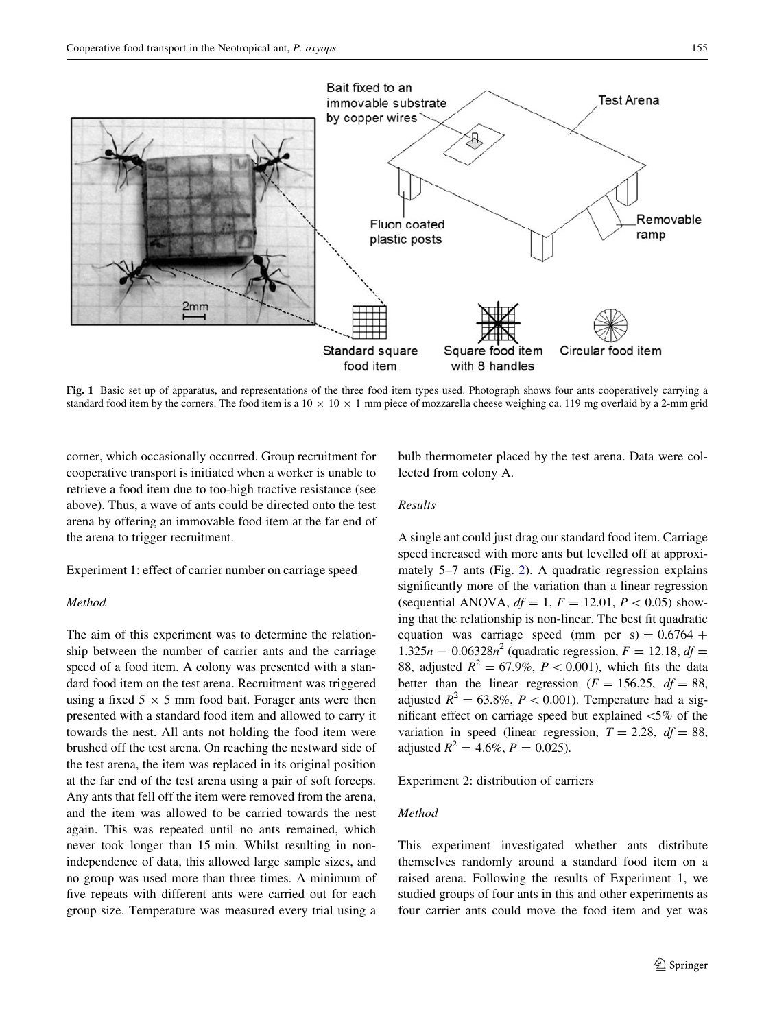**Fig. 1** Basic set up of apparatus, and representations of the three food item types used. Photograph shows four ants cooperatively carrying a standard food item by the corners. The food item is a 10 × 10 × 1 mm piece of mozzarella cheese weighing ca. 119 mg overlaid by a 2-mm grid

corner, which occasionally occurred. Group recruitment for cooperative transport is initiated when a worker is unable to retrieve a food item due to too-high tractive resistance (see above). Thus, a wave of ants could be directed onto the test arena by offering an immovable food item at the far end of the arena to trigger recruitment.

## Experiment 1: effect of carrier number on carriage speed

### *Method*

The aim of this experiment was to determine the relationship between the number of carrier ants and the carriage speed of a food item. A colony was presented with a standard food item on the test arena. Recruitment was triggered using a fixed 5 × 5 mm food bait. Forager ants were then presented with a standard food item and allowed to carry it towards the nest. All ants not holding the food item were brushed off the test arena. On reaching the nestward side of the test arena, the item was replaced in its original position at the far end of the test arena using a pair of soft forceps. Any ants that fell off the item were removed from the arena, and the item was allowed to be carried towards the nest again. This was repeated until no ants remained, which never took longer than 15 min. Whilst resulting in non-independence of data, this allowed large sample sizes, and no group was used more than three times. A minimum of five repeats with different ants were carried out for each group size. Temperature was measured every trial using a bulb thermometer placed by the test arena. Data were collected from colony A.

### *Results*

A single ant could just drag our standard food item. Carriage speed increased with more ants but levelled off at approximately 5–7 ants (Fig. 2). A quadratic regression explains significantly more of the variation than a linear regression (sequential ANOVA, $df = 1$, $F = 12.01$, $P < 0.05$) showing that the relationship is non-linear. The best fit quadratic equation was carriage speed (mm per s) $= 0.6764 + 1.325n - 0.06328n^2$ (quadratic regression, $F = 12.18$, $df = 88$, adjusted $R^2 = 67.9\%$, $P < 0.001$), which fits the data better than the linear regression ($F = 156.25$, $df = 88$, adjusted $R^2 = 63.8\%$, $P < 0.001$). Temperature had a significant effect on carriage speed but explained <5% of the variation in speed (linear regression, $T = 2.28$, $df = 88$, adjusted $R^2 = 4.6\%$, $P = 0.025$).

## Experiment 2: distribution of carriers

### *Method*

This experiment investigated whether ants distribute themselves randomly around a standard food item on a raised arena. Following the results of Experiment 1, we studied groups of four ants in this and other experiments as four carrier ants could move the food item and yet was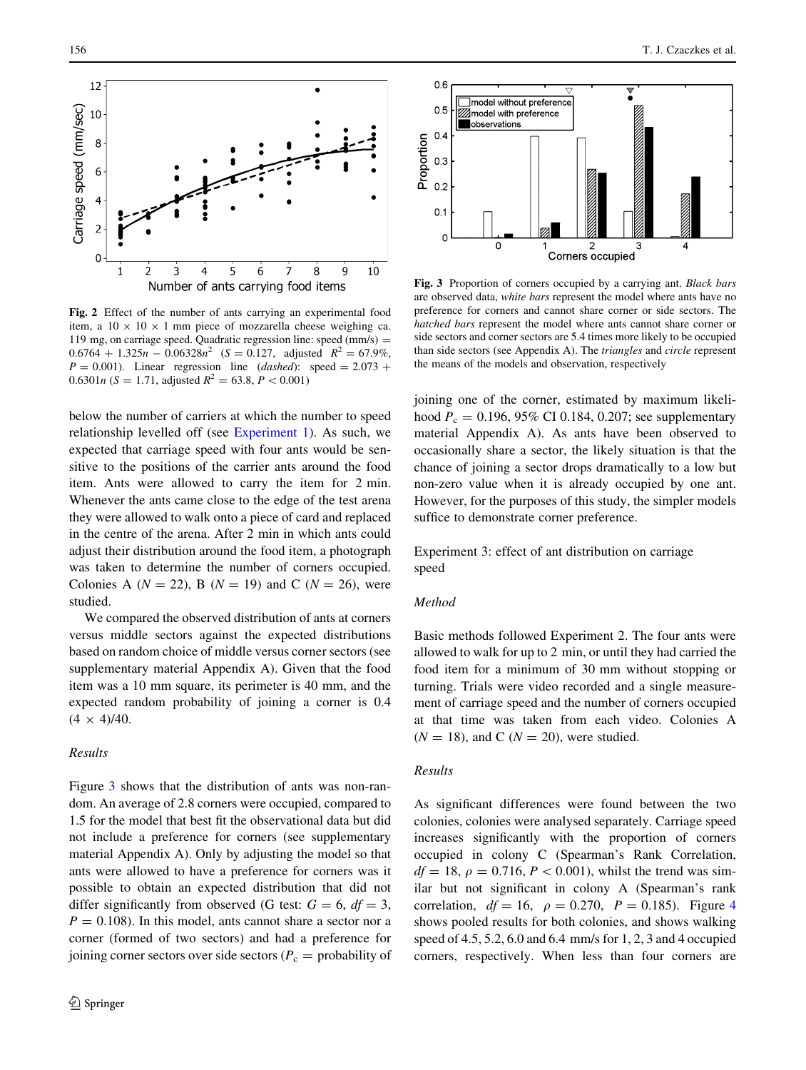**Fig. 2** Effect of the number of ants carrying an experimental food item, a 10 × 10 × 1 mm piece of mozzarella cheese weighing ca. 119 mg, on carriage speed. Quadratic regression line: speed (mm/s) = $0.6764 + 1.325n - 0.06328n^2$ ($S = 0.127$, adjusted $R^2 = 67.9\%$, $P = 0.001$). Linear regression line (*dashed*): speed = $2.073 + 0.6301n$ ($S = 1.71$, adjusted $R^2 = 63.8$, $P < 0.001$)

below the number of carriers at which the number to speed relationship levelled off (see Experiment 1). As such, we expected that carriage speed with four ants would be sensitive to the positions of the carrier ants around the food item. Ants were allowed to carry the item for 2 min. Whenever the ants came close to the edge of the test arena they were allowed to walk onto a piece of card and replaced in the centre of the arena. After 2 min in which ants could adjust their distribution around the food item, a photograph was taken to determine the number of corners occupied. Colonies A ($N = 22$), B ($N = 19$) and C ($N = 26$), were studied.

We compared the observed distribution of ants at corners versus middle sectors against the expected distributions based on random choice of middle versus corner sectors (see supplementary material Appendix A). Given that the food item was a 10 mm square, its perimeter is 40 mm, and the expected random probability of joining a corner is 0.4 $(4 \times 4)/40$.

### Results

Figure 3 shows that the distribution of ants was non-random. An average of 2.8 corners were occupied, compared to 1.5 for the model that best fit the observational data but did not include a preference for corners (see supplementary material Appendix A). Only by adjusting the model so that ants were allowed to have a preference for corners was it possible to obtain an expected distribution that did not differ significantly from observed (G test: $G = 6$, $df = 3$, $P = 0.108$). In this model, ants cannot share a sector nor a corner (formed of two sectors) and had a preference for joining corner sectors over side sectors ($P_c$ = probability of joining one of the corner, estimated by maximum likelihood $P_c = 0.196$, 95% CI 0.184, 0.207; see supplementary material Appendix A). As ants have been observed to occasionally share a sector, the likely situation is that the chance of joining a sector drops dramatically to a low but non-zero value when it is already occupied by one ant. However, for the purposes of this study, the simpler models suffice to demonstrate corner preference.

**Fig. 3** Proportion of corners occupied by a carrying ant. *Black bars* are observed data, *white bars* represent the model where ants have no preference for corners and cannot share corner or side sectors. The *hatched bars* represent the model where ants cannot share corner or side sectors and corner sectors are 5.4 times more likely to be occupied than side sectors (see Appendix A). The *triangles* and *circle* represent the means of the models and observation, respectively

## Experiment 3: effect of ant distribution on carriage speed

### Method

Basic methods followed Experiment 2. The four ants were allowed to walk for up to 2 min, or until they had carried the food item for a minimum of 30 mm without stopping or turning. Trials were video recorded and a single measurement of carriage speed and the number of corners occupied at that time was taken from each video. Colonies A ($N = 18$), and C ($N = 20$), were studied.

### Results

As significant differences were found between the two colonies, colonies were analysed separately. Carriage speed increases significantly with the proportion of corners occupied in colony C (Spearman's Rank Correlation, $df = 18$, $\rho = 0.716$, $P < 0.001$), whilst the trend was similar but not significant in colony A (Spearman's rank correlation, $df = 16$, $\rho = 0.270$, $P = 0.185$). Figure 4 shows pooled results for both colonies, and shows walking speed of 4.5, 5.2, 6.0 and 6.4 mm/s for 1, 2, 3 and 4 occupied corners, respectively. When less than four corners are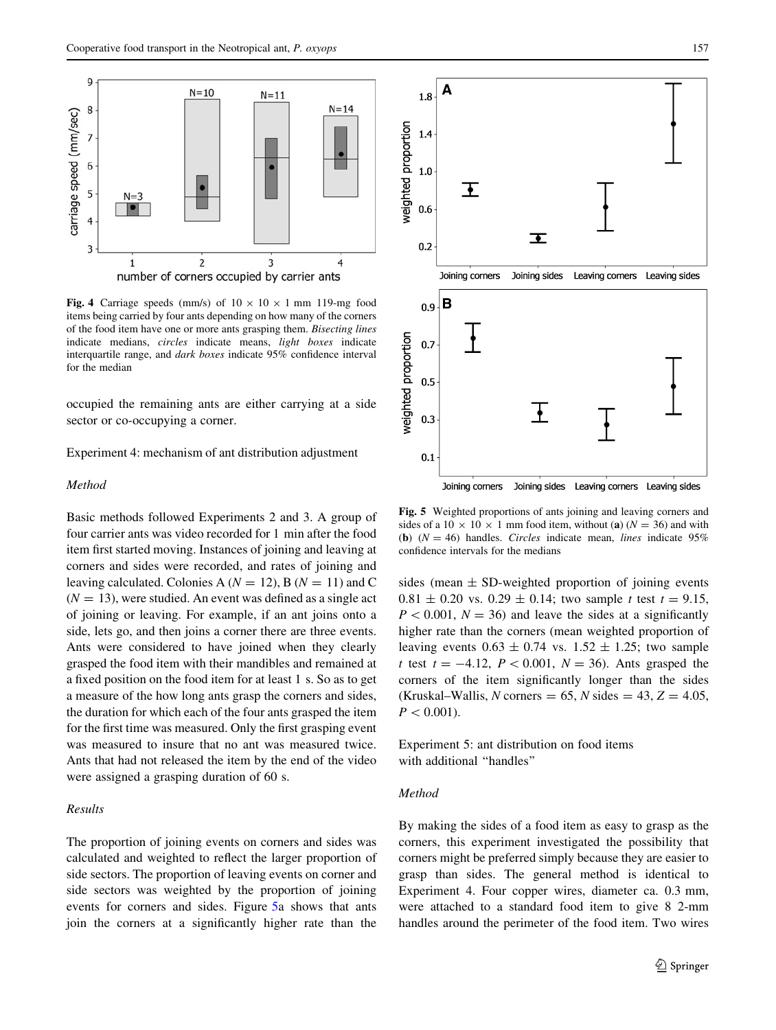**Fig. 4** Carriage speeds (mm/s) of 10 × 10 × 1 mm 119-mg food items being carried by four ants depending on how many of the corners of the food item have one or more ants grasping them. *Bisecting lines* indicate medians, *circles* indicate means, *light boxes* indicate interquartile range, and *dark boxes* indicate 95% confidence interval for the median

occupied the remaining ants are either carrying at a side sector or co-occupying a corner.

### Experiment 4: mechanism of ant distribution adjustment

#### Method

Basic methods followed Experiments 2 and 3. A group of four carrier ants was video recorded for 1 min after the food item first started moving. Instances of joining and leaving at corners and sides were recorded, and rates of joining and leaving calculated. Colonies A ($N = 12$), B ($N = 11$) and C ($N = 13$), were studied. An event was defined as a single act of joining or leaving. For example, if an ant joins onto a side, lets go, and then joins a corner there are three events. Ants were considered to have joined when they clearly grasped the food item with their mandibles and remained at a fixed position on the food item for at least 1 s. So as to get a measure of the how long ants grasp the corners and sides, the duration for which each of the four ants grasped the item for the first time was measured. Only the first grasping event was measured to insure that no ant was measured twice. Ants that had not released the item by the end of the video were assigned a grasping duration of 60 s.

#### Results

The proportion of joining events on corners and sides was calculated and weighted to reflect the larger proportion of side sectors. The proportion of leaving events on corner and side sectors was weighted by the proportion of joining events for corners and sides. Figure 5a shows that ants join the corners at a significantly higher rate than the sides (mean ± SD-weighted proportion of joining events 0.81 ± 0.20 vs. 0.29 ± 0.14; two sample $t$ test $t = 9.15$, $P < 0.001$, $N = 36$) and leave the sides at a significantly higher rate than the corners (mean weighted proportion of leaving events 0.63 ± 0.74 vs. 1.52 ± 1.25; two sample $t$ test $t = -4.12$, $P < 0.001$, $N = 36$). Ants grasped the corners of the item significantly longer than the sides (Kruskal–Wallis, $N$ corners = 65, $N$ sides = 43, $Z = 4.05$, $P < 0.001$).

**Fig. 5** Weighted proportions of ants joining and leaving corners and sides of a 10 × 10 × 1 mm food item, without (**a**) ($N = 36$) and with (**b**) ($N = 46$) handles. *Circles* indicate mean, *lines* indicate 95% confidence intervals for the medians

### Experiment 5: ant distribution on food items with additional "handles"

#### Method

By making the sides of a food item as easy to grasp as the corners, this experiment investigated the possibility that corners might be preferred simply because they are easier to grasp than sides. The general method is identical to Experiment 4. Four copper wires, diameter ca. 0.3 mm, were attached to a standard food item to give 8 2-mm handles around the perimeter of the food item. Two wires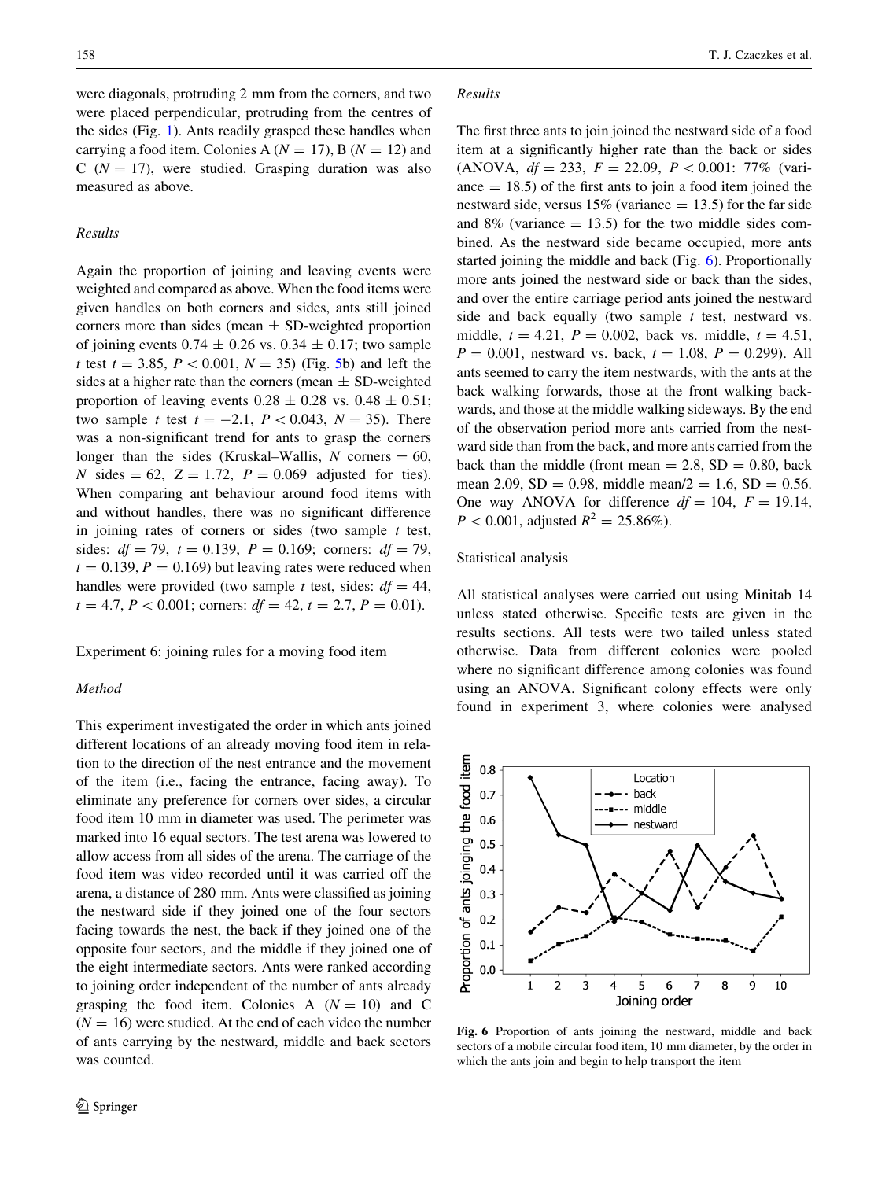were diagonals, protruding 2 mm from the corners, and two were placed perpendicular, protruding from the centres of the sides (Fig. 1). Ants readily grasped these handles when carrying a food item. Colonies A ($N = 17$), B ($N = 12$) and C ($N = 17$), were studied. Grasping duration was also measured as above.

### *Results*

Again the proportion of joining and leaving events were weighted and compared as above. When the food items were given handles on both corners and sides, ants still joined corners more than sides (mean ± SD-weighted proportion of joining events $0.74 \pm 0.26$ vs. $0.34 \pm 0.17$; two sample *t* test $t = 3.85$, $P < 0.001$, $N = 35$) (Fig. 5b) and left the sides at a higher rate than the corners (mean ± SD-weighted proportion of leaving events $0.28 \pm 0.28$ vs. $0.48 \pm 0.51$; two sample *t* test $t = -2.1$, $P < 0.043$, $N = 35$). There was a non-significant trend for ants to grasp the corners longer than the sides (Kruskal–Wallis, $N$ corners $= 60$, $N$ sides $= 62$, $Z = 1.72$, $P = 0.069$ adjusted for ties). When comparing ant behaviour around food items with and without handles, there was no significant difference in joining rates of corners or sides (two sample *t* test, sides: $df = 79$, $t = 0.139$, $P = 0.169$; corners: $df = 79$, $t = 0.139$, $P = 0.169$) but leaving rates were reduced when handles were provided (two sample *t* test, sides: $df = 44$, $t = 4.7$, $P < 0.001$; corners: $df = 42$, $t = 2.7$, $P = 0.01$).

## Experiment 6: joining rules for a moving food item

### *Method*

This experiment investigated the order in which ants joined different locations of an already moving food item in relation to the direction of the nest entrance and the movement of the item (i.e., facing the entrance, facing away). To eliminate any preference for corners over sides, a circular food item 10 mm in diameter was used. The perimeter was marked into 16 equal sectors. The test arena was lowered to allow access from all sides of the arena. The carriage of the food item was video recorded until it was carried off the arena, a distance of 280 mm. Ants were classified as joining the nestward side if they joined one of the four sectors facing towards the nest, the back if they joined one of the opposite four sectors, and the middle if they joined one of the eight intermediate sectors. Ants were ranked according to joining order independent of the number of ants already grasping the food item. Colonies A ($N = 10$) and C ($N = 16$) were studied. At the end of each video the number of ants carrying by the nestward, middle and back sectors was counted.

### *Results*

The first three ants to join joined the nestward side of a food item at a significantly higher rate than the back or sides (ANOVA, $df = 233$, $F = 22.09$, $P < 0.001$: 77% (variance $= 18.5$) of the first ants to join a food item joined the nestward side, versus 15% (variance $= 13.5$) for the far side and 8% (variance $= 13.5$) for the two middle sides combined. As the nestward side became occupied, more ants started joining the middle and back (Fig. 6). Proportionally more ants joined the nestward side or back than the sides, and over the entire carriage period ants joined the nestward side and back equally (two sample *t* test, nestward vs. middle, $t = 4.21$, $P = 0.002$, back vs. middle, $t = 4.51$, $P = 0.001$, nestward vs. back, $t = 1.08$, $P = 0.299$). All ants seemed to carry the item nestwards, with the ants at the back walking forwards, those at the front walking backwards, and those at the middle walking sideways. By the end of the observation period more ants carried from the nestward side than from the back, and more ants carried from the back than the middle (front mean $= 2.8$, SD $= 0.80$, back mean 2.09, SD $= 0.98$, middle mean/2 $= 1.6$, SD $= 0.56$. One way ANOVA for difference $df = 104$, $F = 19.14$, $P < 0.001$, adjusted $R^2 = 25.86\%$).

## Statistical analysis

All statistical analyses were carried out using Minitab 14 unless stated otherwise. Specific tests are given in the results sections. All tests were two tailed unless stated otherwise. Data from different colonies were pooled where no significant difference among colonies was found using an ANOVA. Significant colony effects were only found in experiment 3, where colonies were analysed

**Fig. 6** Proportion of ants joining the nestward, middle and back sectors of a mobile circular food item, 10 mm diameter, by the order in which the ants join and begin to help transport the item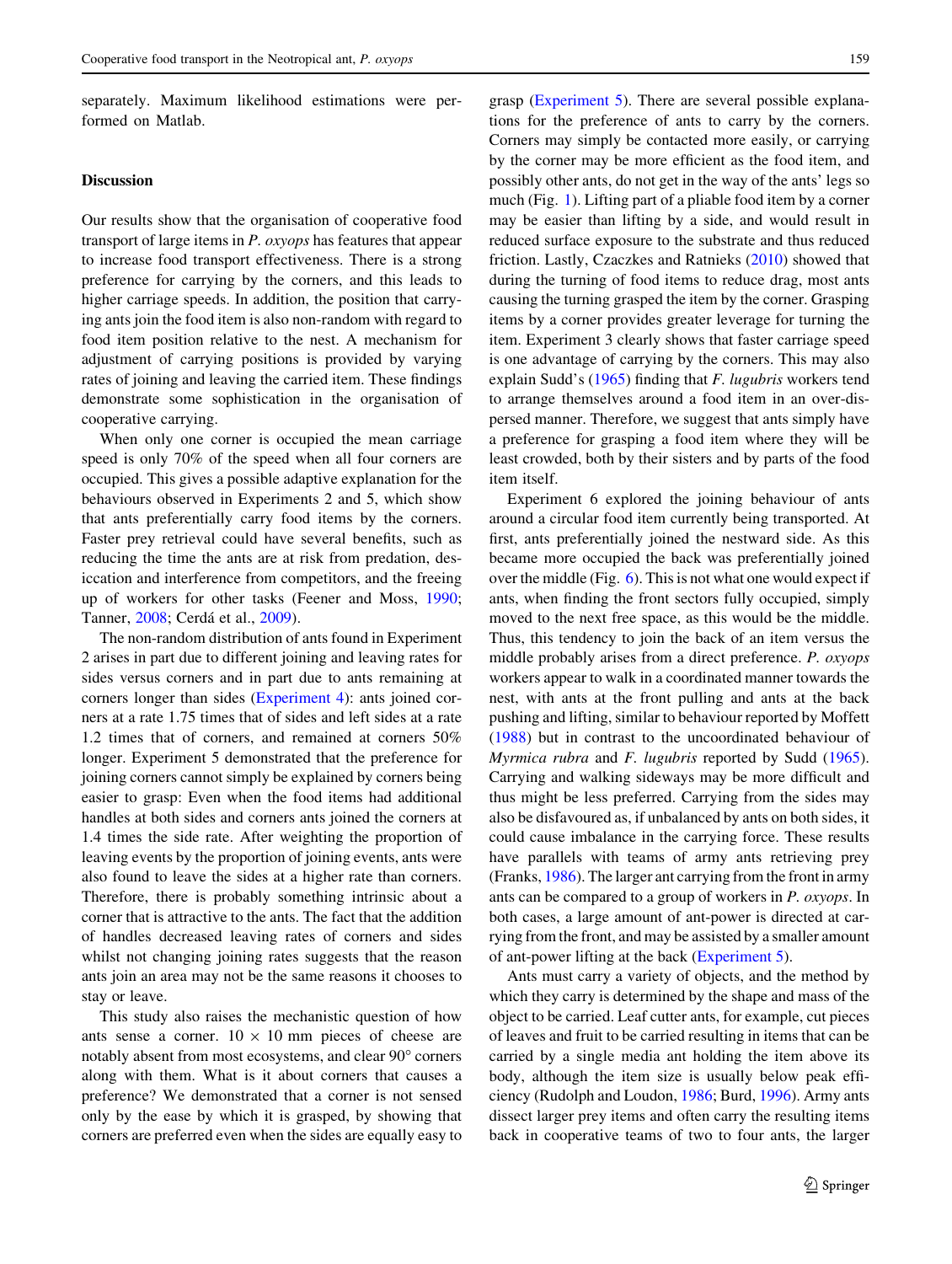separately. Maximum likelihood estimations were performed on Matlab.

## Discussion

Our results show that the organisation of cooperative food transport of large items in *P. oxyops* has features that appear to increase food transport effectiveness. There is a strong preference for carrying by the corners, and this leads to higher carriage speeds. In addition, the position that carrying ants join the food item is also non-random with regard to food item position relative to the nest. A mechanism for adjustment of carrying positions is provided by varying rates of joining and leaving the carried item. These findings demonstrate some sophistication in the organisation of cooperative carrying.

When only one corner is occupied the mean carriage speed is only 70% of the speed when all four corners are occupied. This gives a possible adaptive explanation for the behaviours observed in Experiments 2 and 5, which show that ants preferentially carry food items by the corners. Faster prey retrieval could have several benefits, such as reducing the time the ants are at risk from predation, desiccation and interference from competitors, and the freeing up of workers for other tasks (Feener and Moss, 1990; Tanner, 2008; Cerdá et al., 2009).

The non-random distribution of ants found in Experiment 2 arises in part due to different joining and leaving rates for sides versus corners and in part due to ants remaining at corners longer than sides (Experiment 4): ants joined corners at a rate 1.75 times that of sides and left sides at a rate 1.2 times that of corners, and remained at corners 50% longer. Experiment 5 demonstrated that the preference for joining corners cannot simply be explained by corners being easier to grasp: Even when the food items had additional handles at both sides and corners ants joined the corners at 1.4 times the side rate. After weighting the proportion of leaving events by the proportion of joining events, ants were also found to leave the sides at a higher rate than corners. Therefore, there is probably something intrinsic about a corner that is attractive to the ants. The fact that the addition of handles decreased leaving rates of corners and sides whilst not changing joining rates suggests that the reason ants join an area may not be the same reasons it chooses to stay or leave.

This study also raises the mechanistic question of how ants sense a corner. $10 \times 10$ mm pieces of cheese are notably absent from most ecosystems, and clear 90° corners along with them. What is it about corners that causes a preference? We demonstrated that a corner is not sensed only by the ease by which it is grasped, by showing that corners are preferred even when the sides are equally easy to grasp (Experiment 5). There are several possible explanations for the preference of ants to carry by the corners. Corners may simply be contacted more easily, or carrying by the corner may be more efficient as the food item, and possibly other ants, do not get in the way of the ants' legs so much (Fig. 1). Lifting part of a pliable food item by a corner may be easier than lifting by a side, and would result in reduced surface exposure to the substrate and thus reduced friction. Lastly, Czaczkes and Ratnieks (2010) showed that during the turning of food items to reduce drag, most ants causing the turning grasped the item by the corner. Grasping items by a corner provides greater leverage for turning the item. Experiment 3 clearly shows that faster carriage speed is one advantage of carrying by the corners. This may also explain Sudd's (1965) finding that *F. lugubris* workers tend to arrange themselves around a food item in an over-dispersed manner. Therefore, we suggest that ants simply have a preference for grasping a food item where they will be least crowded, both by their sisters and by parts of the food item itself.

Experiment 6 explored the joining behaviour of ants around a circular food item currently being transported. At first, ants preferentially joined the nestward side. As this became more occupied the back was preferentially joined over the middle (Fig. 6). This is not what one would expect if ants, when finding the front sectors fully occupied, simply moved to the next free space, as this would be the middle. Thus, this tendency to join the back of an item versus the middle probably arises from a direct preference. *P. oxyops* workers appear to walk in a coordinated manner towards the nest, with ants at the front pulling and ants at the back pushing and lifting, similar to behaviour reported by Moffett (1988) but in contrast to the uncoordinated behaviour of *Myrmica rubra* and *F. lugubris* reported by Sudd (1965). Carrying and walking sideways may be more difficult and thus might be less preferred. Carrying from the sides may also be disfavoured as, if unbalanced by ants on both sides, it could cause imbalance in the carrying force. These results have parallels with teams of army ants retrieving prey (Franks, 1986). The larger ant carrying from the front in army ants can be compared to a group of workers in *P. oxyops*. In both cases, a large amount of ant-power is directed at carrying from the front, and may be assisted by a smaller amount of ant-power lifting at the back (Experiment 5).

Ants must carry a variety of objects, and the method by which they carry is determined by the shape and mass of the object to be carried. Leaf cutter ants, for example, cut pieces of leaves and fruit to be carried resulting in items that can be carried by a single media ant holding the item above its body, although the item size is usually below peak efficiency (Rudolph and Loudon, 1986; Burd, 1996). Army ants dissect larger prey items and often carry the resulting items back in cooperative teams of two to four ants, the larger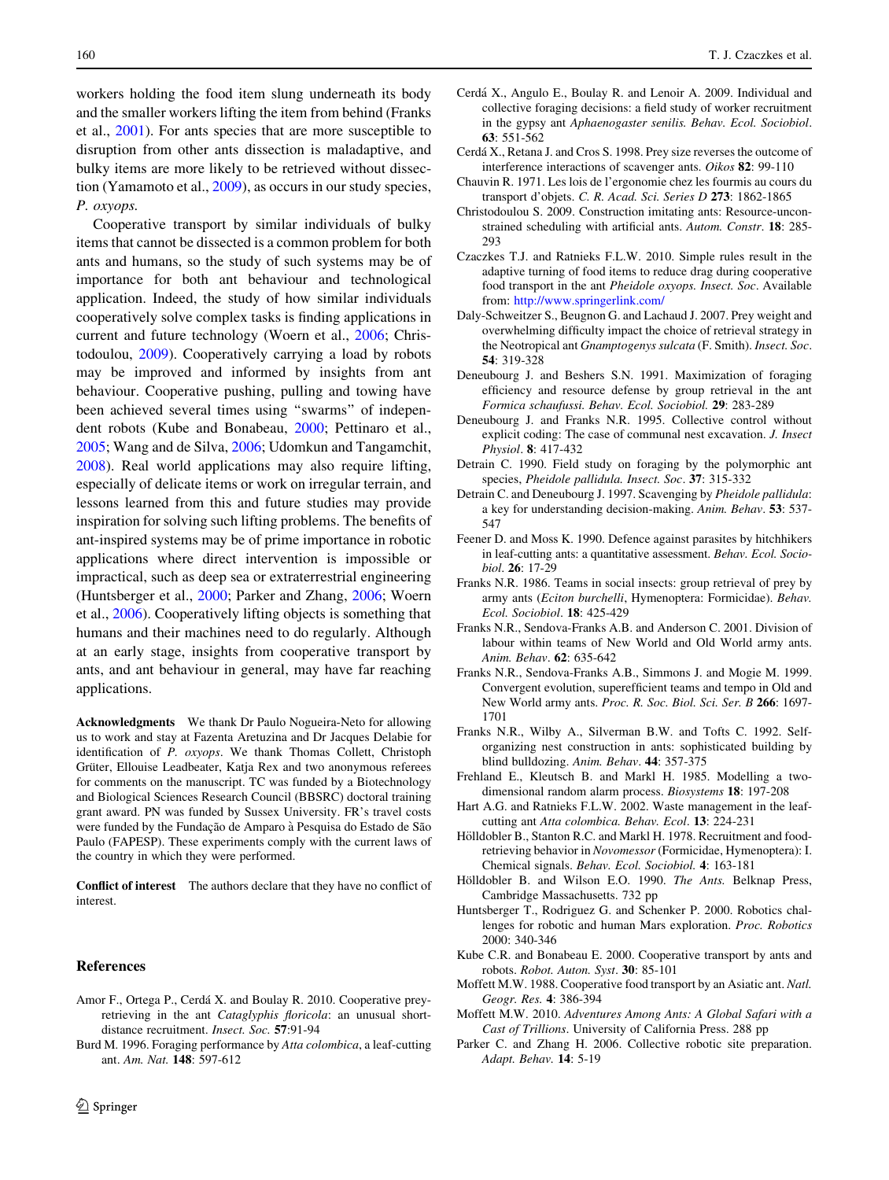workers holding the food item slung underneath its body and the smaller workers lifting the item from behind (Franks et al., 2001). For ants species that are more susceptible to disruption from other ants dissection is maladaptive, and bulky items are more likely to be retrieved without dissection (Yamamoto et al., 2009), as occurs in our study species, *P. oxyops.*

Cooperative transport by similar individuals of bulky items that cannot be dissected is a common problem for both ants and humans, so the study of such systems may be of importance for both ant behaviour and technological application. Indeed, the study of how similar individuals cooperatively solve complex tasks is finding applications in current and future technology (Woern et al., 2006; Christodoulou, 2009). Cooperatively carrying a load by robots may be improved and informed by insights from ant behaviour. Cooperative pushing, pulling and towing have been achieved several times using "swarms" of independent robots (Kube and Bonabeau, 2000; Pettinaro et al., 2005; Wang and de Silva, 2006; Udomkun and Tangamchit, 2008). Real world applications may also require lifting, especially of delicate items or work on irregular terrain, and lessons learned from this and future studies may provide inspiration for solving such lifting problems. The benefits of ant-inspired systems may be of prime importance in robotic applications where direct intervention is impossible or impractical, such as deep sea or extraterrestrial engineering (Huntsberger et al., 2000; Parker and Zhang, 2006; Woern et al., 2006). Cooperatively lifting objects is something that humans and their machines need to do regularly. Although at an early stage, insights from cooperative transport by ants, and ant behaviour in general, may have far reaching applications.

**Acknowledgments** We thank Dr Paulo Nogueira-Neto for allowing us to work and stay at Fazenta Aretuzina and Dr Jacques Delabie for identification of *P. oxyops*. We thank Thomas Collett, Christoph Grüter, Ellouise Leadbeater, Katja Rex and two anonymous referees for comments on the manuscript. TC was funded by a Biotechnology and Biological Sciences Research Council (BBSRC) doctoral training grant award. PN was funded by Sussex University. FR's travel costs were funded by the Fundação de Amparo à Pesquisa do Estado de São Paulo (FAPESP). These experiments comply with the current laws of the country in which they were performed.

**Conflict of interest** The authors declare that they have no conflict of interest.

## References

Amor F., Ortega P., Cerdá X. and Boulay R. 2010. Cooperative prey-retrieving in the ant *Cataglyphis floricola*: an unusual short-distance recruitment. *Insect. Soc.* **57**:91-94

Burd M. 1996. Foraging performance by *Atta colombica*, a leaf-cutting ant. *Am. Nat.* **148**: 597-612

Cerdá X., Angulo E., Boulay R. and Lenoir A. 2009. Individual and collective foraging decisions: a field study of worker recruitment in the gypsy ant *Aphaenogaster senilis*. *Behav. Ecol. Sociobiol*. **63**: 551-562

Cerdá X., Retana J. and Cros S. 1998. Prey size reverses the outcome of interference interactions of scavenger ants. *Oikos* **82**: 99-110

Chauvin R. 1971. Les lois de l'ergonomie chez les fourmis au cours du transport d'objets. *C. R. Acad. Sci. Series D* **273**: 1862-1865

Christodoulou S. 2009. Construction imitating ants: Resource-unconstrained scheduling with artificial ants. *Autom. Constr*. **18**: 285-293

Czaczkes T.J. and Ratnieks F.L.W. 2010. Simple rules result in the adaptive turning of food items to reduce drag during cooperative food transport in the ant *Pheidole oxyops. Insect. Soc*. Available from: http://www.springerlink.com/

Daly-Schweitzer S., Beugnon G. and Lachaud J. 2007. Prey weight and overwhelming difficulty impact the choice of retrieval strategy in the Neotropical ant *Gnamptogenys sulcata* (F. Smith). *Insect. Soc*. **54**: 319-328

Deneubourg J. and Beshers S.N. 1991. Maximization of foraging efficiency and resource defense by group retrieval in the ant *Formica schaufussi. Behav. Ecol. Sociobiol.* **29**: 283-289

Deneubourg J. and Franks N.R. 1995. Collective control without explicit coding: The case of communal nest excavation. *J. Insect Physiol*. **8**: 417-432

Detrain C. 1990. Field study on foraging by the polymorphic ant species, *Pheidole pallidula. Insect. Soc*. **37**: 315-332

Detrain C. and Deneubourg J. 1997. Scavenging by *Pheidole pallidula*: a key for understanding decision-making. *Anim. Behav*. **53**: 537-547

Feener D. and Moss K. 1990. Defence against parasites by hitchhikers in leaf-cutting ants: a quantitative assessment. *Behav. Ecol. Sociobiol.* **26**: 17-29

Franks N.R. 1986. Teams in social insects: group retrieval of prey by army ants (*Eciton burchelli*, Hymenoptera: Formicidae). *Behav. Ecol. Sociobiol*. **18**: 425-429

Franks N.R., Sendova-Franks A.B. and Anderson C. 2001. Division of labour within teams of New World and Old World army ants. *Anim. Behav*. **62**: 635-642

Franks N.R., Sendova-Franks A.B., Simmons J. and Mogie M. 1999. Convergent evolution, superefficient teams and tempo in Old and New World army ants. *Proc. R. Soc. Biol. Sci. Ser. B* **266**: 1697-1701

Franks N.R., Wilby A., Silverman B.W. and Tofts C. 1992. Self-organizing nest construction in ants: sophisticated building by blind bulldozing. *Anim. Behav*. **44**: 357-375

Frehland E., Kleutsch B. and Markl H. 1985. Modelling a two-dimensional random alarm process. *Biosystems* **18**: 197-208

Hart A.G. and Ratnieks F.L.W. 2002. Waste management in the leaf-cutting ant *Atta colombica. Behav. Ecol*. **13**: 224-231

Hölldobler B., Stanton R.C. and Markl H. 1978. Recruitment and food-retrieving behavior in *Novomessor* (Formicidae, Hymenoptera): I. Chemical signals. *Behav. Ecol. Sociobiol.* **4**: 163-181

Hölldobler B. and Wilson E.O. 1990. *The Ants.* Belknap Press, Cambridge Massachusetts. 732 pp

Huntsberger T., Rodriguez G. and Schenker P. 2000. Robotics challenges for robotic and human Mars exploration. *Proc. Robotics* 2000: 340-346

Kube C.R. and Bonabeau E. 2000. Cooperative transport by ants and robots. *Robot. Auton. Syst*. **30**: 85-101

Moffett M.W. 1988. Cooperative food transport by an Asiatic ant. *Natl. Geogr. Res.* **4**: 386-394

Moffett M.W. 2010. *Adventures Among Ants: A Global Safari with a Cast of Trillions*. University of California Press. 288 pp

Parker C. and Zhang H. 2006. Collective robotic site preparation. *Adapt. Behav*. **14**: 5-19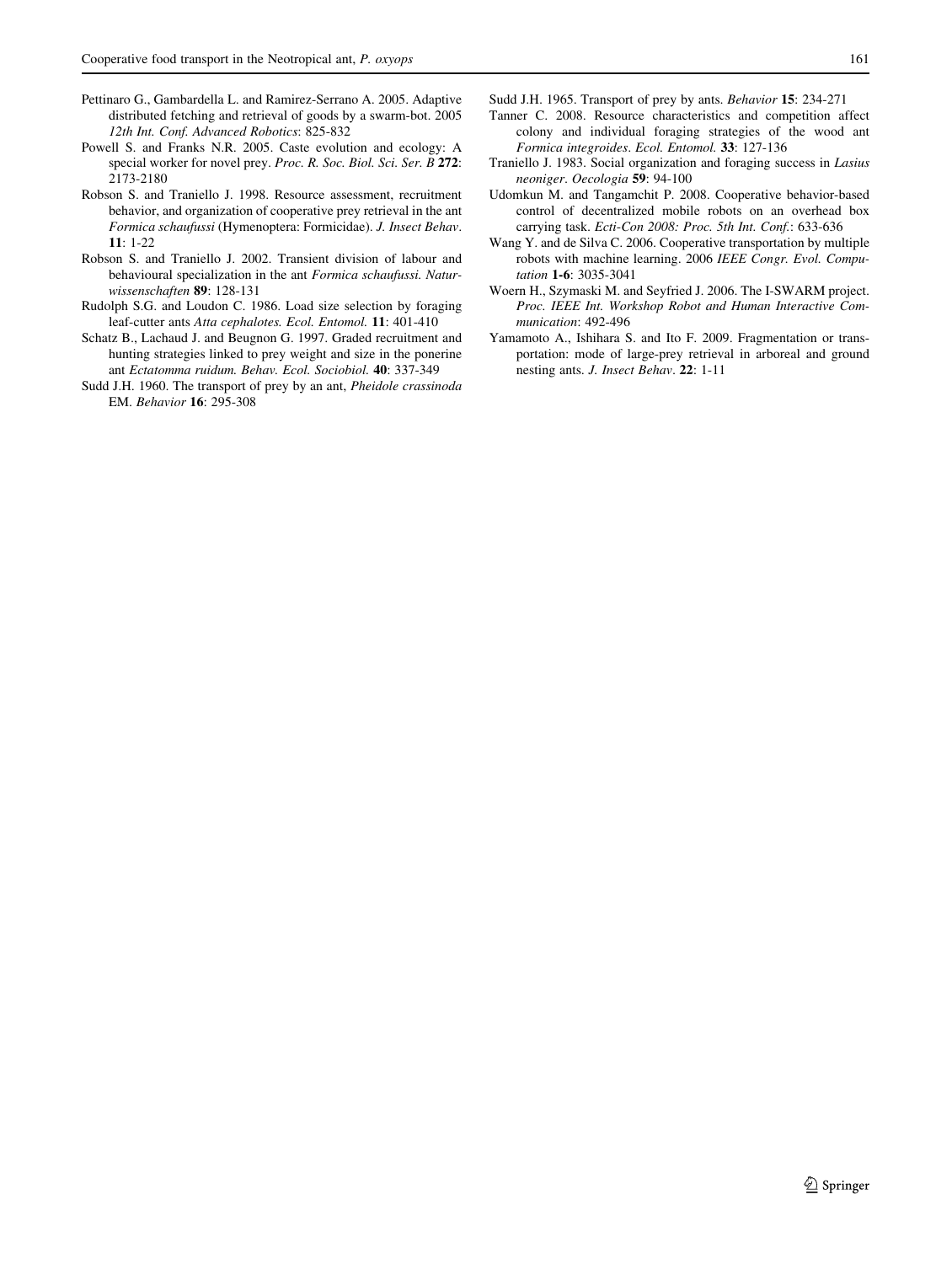Pettinaro G., Gambardella L. and Ramirez-Serrano A. 2005. Adaptive distributed fetching and retrieval of goods by a swarm-bot. 2005 *12th Int. Conf. Advanced Robotics*: 825-832

Powell S. and Franks N.R. 2005. Caste evolution and ecology: A special worker for novel prey. *Proc. R. Soc. Biol. Sci. Ser. B* **272**: 2173-2180

Robson S. and Traniello J. 1998. Resource assessment, recruitment behavior, and organization of cooperative prey retrieval in the ant *Formica schaufussi* (Hymenoptera: Formicidae). *J. Insect Behav*. **11**: 1-22

Robson S. and Traniello J. 2002. Transient division of labour and behavioural specialization in the ant *Formica schaufussi. Naturwissenschaften* **89**: 128-131

Rudolph S.G. and Loudon C. 1986. Load size selection by foraging leaf-cutter ants *Atta cephalotes. Ecol. Entomol.* **11**: 401-410

Schatz B., Lachaud J. and Beugnon G. 1997. Graded recruitment and hunting strategies linked to prey weight and size in the ponerine ant *Ectatomma ruidum. Behav. Ecol. Sociobiol.* **40**: 337-349

Sudd J.H. 1960. The transport of prey by an ant, *Pheidole crassinoda* EM. *Behavior* **16**: 295-308

Sudd J.H. 1965. Transport of prey by ants. *Behavior* **15**: 234-271

Tanner C. 2008. Resource characteristics and competition affect colony and individual foraging strategies of the wood ant *Formica integroides*. *Ecol. Entomol.* **33**: 127-136

Traniello J. 1983. Social organization and foraging success in *Lasius neoniger*. *Oecologia* **59**: 94-100

Udomkun M. and Tangamchit P. 2008. Cooperative behavior-based control of decentralized mobile robots on an overhead box carrying task. *Ecti-Con 2008: Proc. 5th Int. Conf.*: 633-636

Wang Y. and de Silva C. 2006. Cooperative transportation by multiple robots with machine learning. 2006 *IEEE Congr. Evol. Computation* **1-6**: 3035-3041

Woern H., Szymaski M. and Seyfried J. 2006. The I-SWARM project. *Proc. IEEE Int. Workshop Robot and Human Interactive Communication*: 492-496

Yamamoto A., Ishihara S. and Ito F. 2009. Fragmentation or transportation: mode of large-prey retrieval in arboreal and ground nesting ants. *J. Insect Behav*. **22**: 1-11